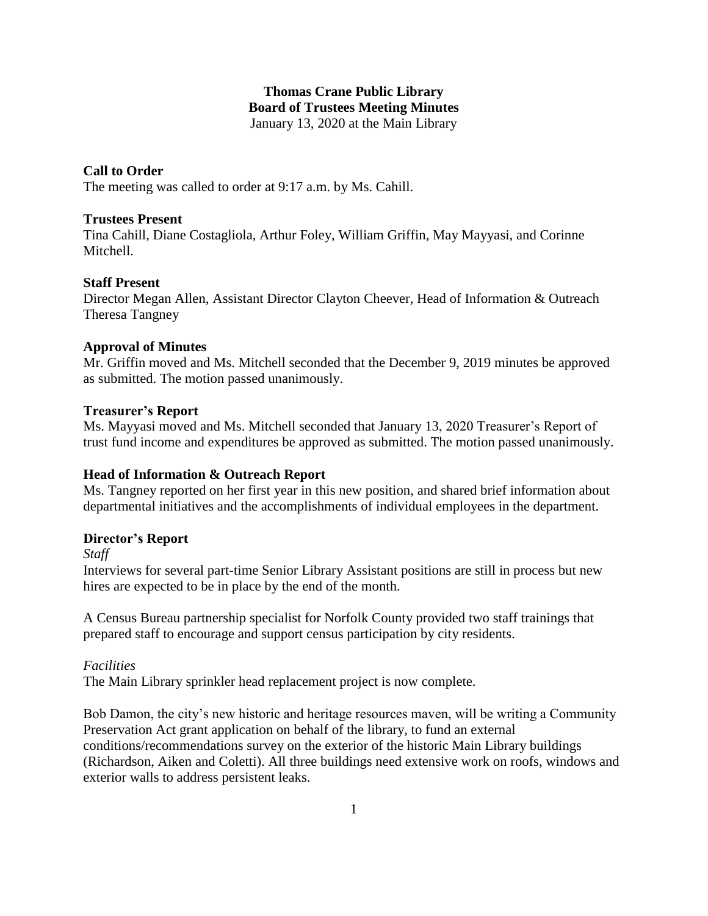# Thomas Crane Public Library
## Board of Trustees Meeting Minutes

January 13, 2020 at the Main Library

### Call to Order

The meeting was called to order at 9:17 a.m. by Ms. Cahill.

### Trustees Present

Tina Cahill, Diane Costagliola, Arthur Foley, William Griffin, May Mayyasi, and Corinne Mitchell.

### Staff Present

Director Megan Allen, Assistant Director Clayton Cheever, Head of Information & Outreach Theresa Tangney

### Approval of Minutes

Mr. Griffin moved and Ms. Mitchell seconded that the December 9, 2019 minutes be approved as submitted. The motion passed unanimously.

### Treasurer's Report

Ms. Mayyasi moved and Ms. Mitchell seconded that January 13, 2020 Treasurer's Report of trust fund income and expenditures be approved as submitted. The motion passed unanimously.

### Head of Information & Outreach Report

Ms. Tangney reported on her first year in this new position, and shared brief information about departmental initiatives and the accomplishments of individual employees in the department.

### Director's Report

*Staff*

Interviews for several part-time Senior Library Assistant positions are still in process but new hires are expected to be in place by the end of the month.

A Census Bureau partnership specialist for Norfolk County provided two staff trainings that prepared staff to encourage and support census participation by city residents.

*Facilities*

The Main Library sprinkler head replacement project is now complete.

Bob Damon, the city's new historic and heritage resources maven, will be writing a Community Preservation Act grant application on behalf of the library, to fund an external conditions/recommendations survey on the exterior of the historic Main Library buildings (Richardson, Aiken and Coletti). All three buildings need extensive work on roofs, windows and exterior walls to address persistent leaks.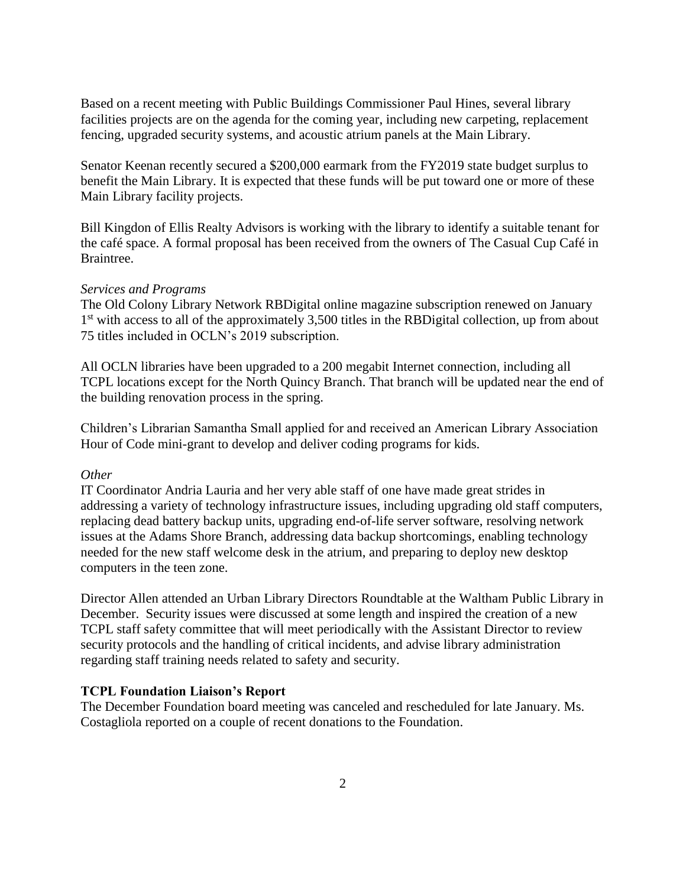Based on a recent meeting with Public Buildings Commissioner Paul Hines, several library facilities projects are on the agenda for the coming year, including new carpeting, replacement fencing, upgraded security systems, and acoustic atrium panels at the Main Library.

Senator Keenan recently secured a $200,000 earmark from the FY2019 state budget surplus to benefit the Main Library. It is expected that these funds will be put toward one or more of these Main Library facility projects.

Bill Kingdon of Ellis Realty Advisors is working with the library to identify a suitable tenant for the café space. A formal proposal has been received from the owners of The Casual Cup Café in Braintree.

*Services and Programs*

The Old Colony Library Network RBDigital online magazine subscription renewed on January 1st with access to all of the approximately 3,500 titles in the RBDigital collection, up from about 75 titles included in OCLN's 2019 subscription.

All OCLN libraries have been upgraded to a 200 megabit Internet connection, including all TCPL locations except for the North Quincy Branch. That branch will be updated near the end of the building renovation process in the spring.

Children's Librarian Samantha Small applied for and received an American Library Association Hour of Code mini-grant to develop and deliver coding programs for kids.

*Other*

IT Coordinator Andria Lauria and her very able staff of one have made great strides in addressing a variety of technology infrastructure issues, including upgrading old staff computers, replacing dead battery backup units, upgrading end-of-life server software, resolving network issues at the Adams Shore Branch, addressing data backup shortcomings, enabling technology needed for the new staff welcome desk in the atrium, and preparing to deploy new desktop computers in the teen zone.

Director Allen attended an Urban Library Directors Roundtable at the Waltham Public Library in December. Security issues were discussed at some length and inspired the creation of a new TCPL staff safety committee that will meet periodically with the Assistant Director to review security protocols and the handling of critical incidents, and advise library administration regarding staff training needs related to safety and security.

**TCPL Foundation Liaison's Report**

The December Foundation board meeting was canceled and rescheduled for late January. Ms. Costagliola reported on a couple of recent donations to the Foundation.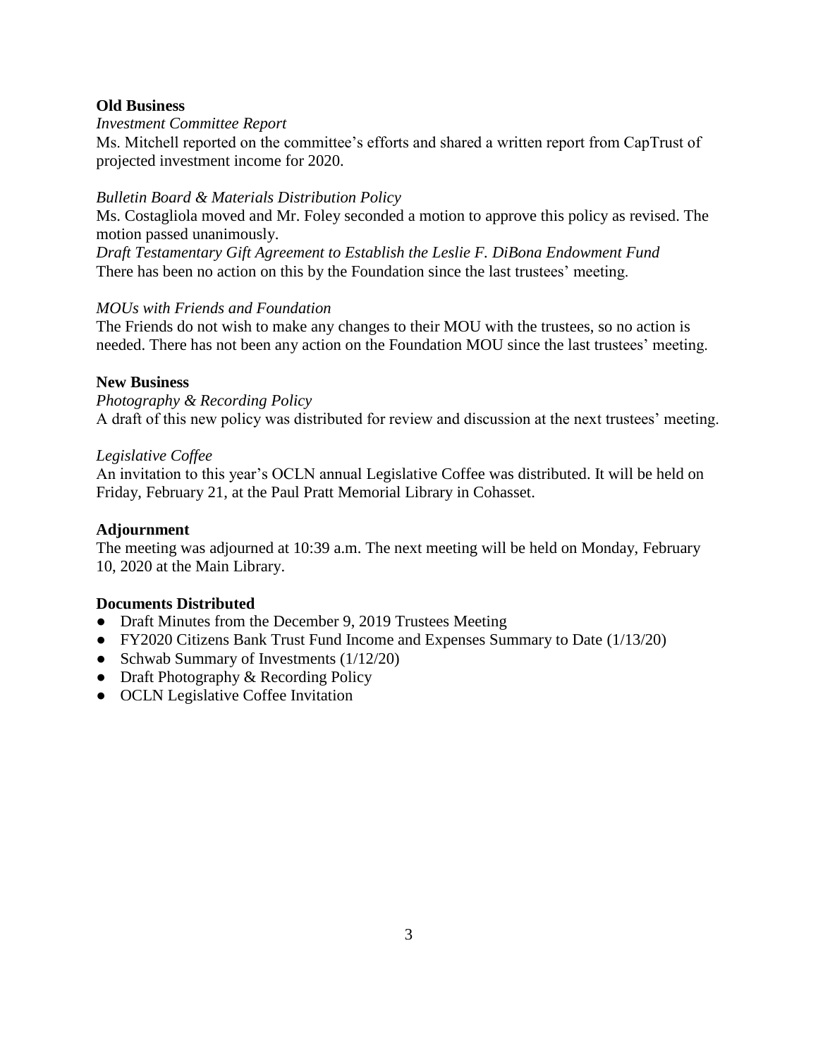**Old Business**

*Investment Committee Report*

Ms. Mitchell reported on the committee's efforts and shared a written report from CapTrust of projected investment income for 2020.

*Bulletin Board & Materials Distribution Policy*

Ms. Costagliola moved and Mr. Foley seconded a motion to approve this policy as revised. The motion passed unanimously.

*Draft Testamentary Gift Agreement to Establish the Leslie F. DiBona Endowment Fund*

There has been no action on this by the Foundation since the last trustees' meeting.

*MOUs with Friends and Foundation*

The Friends do not wish to make any changes to their MOU with the trustees, so no action is needed. There has not been any action on the Foundation MOU since the last trustees' meeting.

**New Business**

*Photography & Recording Policy*

A draft of this new policy was distributed for review and discussion at the next trustees' meeting.

*Legislative Coffee*

An invitation to this year's OCLN annual Legislative Coffee was distributed. It will be held on Friday, February 21, at the Paul Pratt Memorial Library in Cohasset.

**Adjournment**

The meeting was adjourned at 10:39 a.m. The next meeting will be held on Monday, February 10, 2020 at the Main Library.

**Documents Distributed**

- Draft Minutes from the December 9, 2019 Trustees Meeting
- FY2020 Citizens Bank Trust Fund Income and Expenses Summary to Date (1/13/20)
- Schwab Summary of Investments (1/12/20)
- Draft Photography & Recording Policy
- OCLN Legislative Coffee Invitation